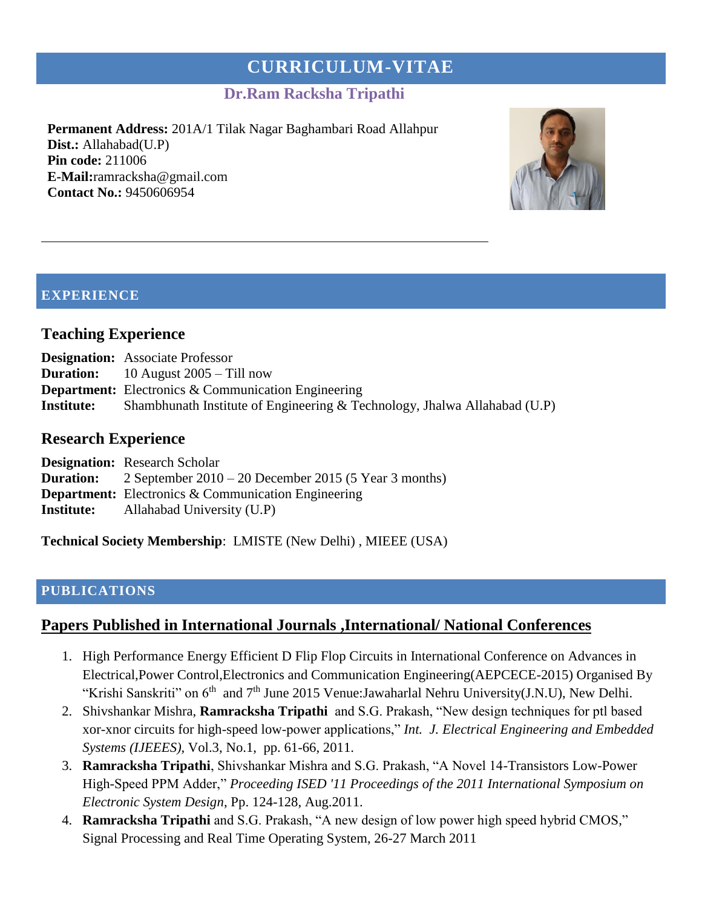# CURRICULUM-VITAE

## Dr.Ram Racksha Tripathi

**Permanent Address:** 201A/1 Tilak Nagar Baghambari Road Allahpur
**Dist.:** Allahabad(U.P)
**Pin code:** 211006
**E-Mail:**ramracksha@gmail.com
**Contact No.:** 9450606954

---

## EXPERIENCE

### Teaching Experience

**Designation:** Associate Professor
**Duration:** 10 August 2005 – Till now
**Department:** Electronics & Communication Engineering
**Institute:** Shambhunath Institute of Engineering & Technology, Jhalwa Allahabad (U.P)

### Research Experience

**Designation:** Research Scholar
**Duration:** 2 September 2010 – 20 December 2015 (5 Year 3 months)
**Department:** Electronics & Communication Engineering
**Institute:** Allahabad University (U.P)

**Technical Society Membership**: LMISTE (New Delhi) , MIEEE (USA)

## PUBLICATIONS

### Papers Published in International Journals ,International/ National Conferences

1. High Performance Energy Efficient D Flip Flop Circuits in International Conference on Advances in Electrical,Power Control,Electronics and Communication Engineering(AEPCECE-2015) Organised By "Krishi Sanskriti" on 6th and 7th June 2015 Venue:Jawaharlal Nehru University(J.N.U), New Delhi.
2. Shivshankar Mishra, **Ramracksha Tripathi** and S.G. Prakash, "New design techniques for ptl based xor-xnor circuits for high-speed low-power applications," *Int. J. Electrical Engineering and Embedded Systems (IJEEES),* Vol.3, No.1, pp. 61-66, 2011.
3. **Ramracksha Tripathi**, Shivshankar Mishra and S.G. Prakash, "A Novel 14-Transistors Low-Power High-Speed PPM Adder," *Proceeding ISED '11 Proceedings of the 2011 International Symposium on Electronic System Design*, Pp. 124-128, Aug.2011.
4. **Ramracksha Tripathi** and S.G. Prakash, "A new design of low power high speed hybrid CMOS," Signal Processing and Real Time Operating System, 26-27 March 2011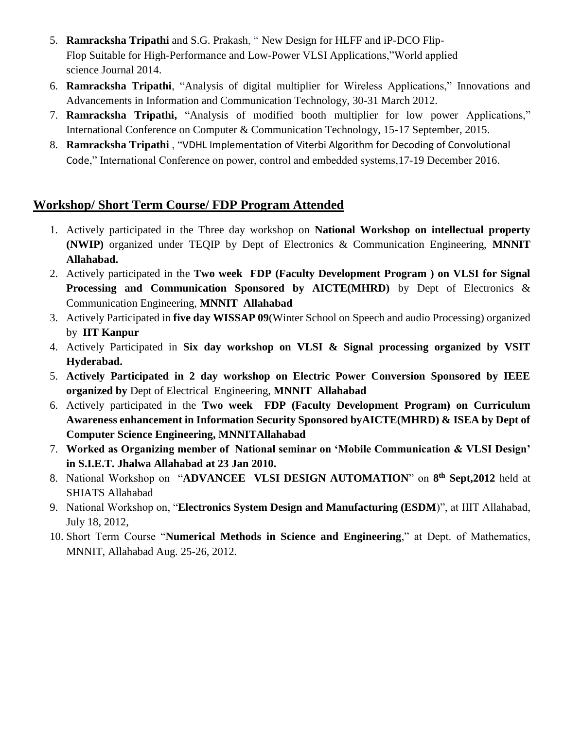5. **Ramracksha Tripathi** and S.G. Prakash, " New Design for HLFF and iP-DCO Flip-Flop Suitable for High-Performance and Low-Power VLSI Applications,"World applied science Journal 2014.
6. **Ramracksha Tripathi**, "Analysis of digital multiplier for Wireless Applications," Innovations and Advancements in Information and Communication Technology, 30-31 March 2012.
7. **Ramracksha Tripathi,** "Analysis of modified booth multiplier for low power Applications," International Conference on Computer & Communication Technology, 15-17 September, 2015.
8. **Ramracksha Tripathi** , "VDHL Implementation of Viterbi Algorithm for Decoding of Convolutional Code," International Conference on power, control and embedded systems,17-19 December 2016.

## Workshop/ Short Term Course/ FDP Program Attended

1. Actively participated in the Three day workshop on **National Workshop on intellectual property (NWIP)** organized under TEQIP by Dept of Electronics & Communication Engineering, **MNNIT Allahabad.**
2. Actively participated in the **Two week FDP (Faculty Development Program ) on VLSI for Signal Processing and Communication Sponsored by AICTE(MHRD)** by Dept of Electronics & Communication Engineering, **MNNIT Allahabad**
3. Actively Participated in **five day WISSAP 09**(Winter School on Speech and audio Processing) organized by **IIT Kanpur**
4. Actively Participated in **Six day workshop on VLSI & Signal processing organized by VSIT Hyderabad.**
5. **Actively Participated in 2 day workshop on Electric Power Conversion Sponsored by IEEE organized by** Dept of Electrical Engineering, **MNNIT Allahabad**
6. Actively participated in the **Two week FDP (Faculty Development Program) on Curriculum Awareness enhancement in Information Security Sponsored byAICTE(MHRD) & ISEA by Dept of Computer Science Engineering, MNNITAllahabad**
7. **Worked as Organizing member of National seminar on 'Mobile Communication & VLSI Design' in S.I.E.T. Jhalwa Allahabad at 23 Jan 2010.**
8. National Workshop on "**ADVANCEE VLSI DESIGN AUTOMATION**" on **8th Sept,2012** held at SHIATS Allahabad
9. National Workshop on, "**Electronics System Design and Manufacturing (ESDM**)", at IIIT Allahabad, July 18, 2012,
10. Short Term Course "**Numerical Methods in Science and Engineering**," at Dept. of Mathematics, MNNIT, Allahabad Aug. 25-26, 2012.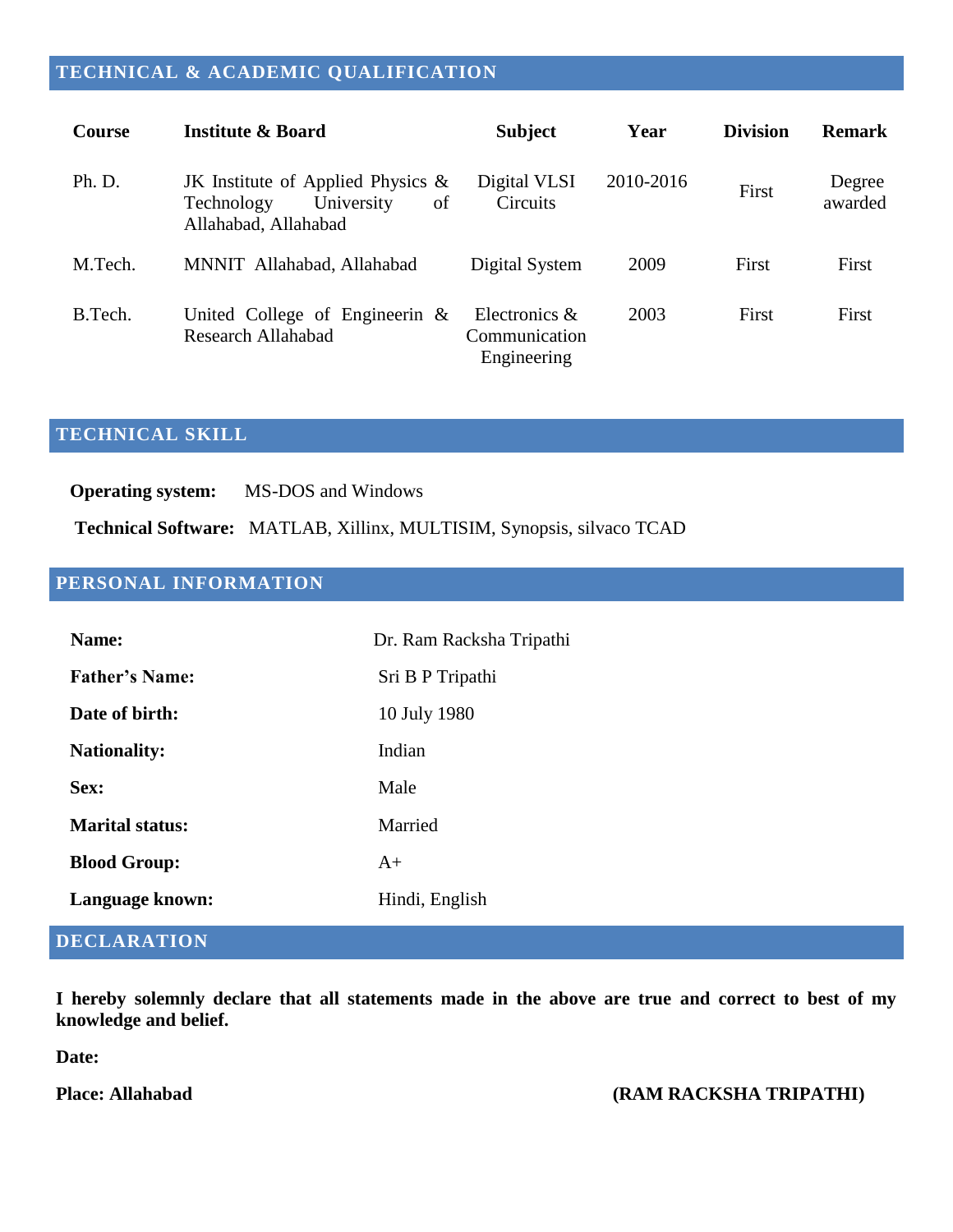## TECHNICAL & ACADEMIC QUALIFICATION

| Course | Institute & Board | Subject | Year | Division | Remark |
| --- | --- | --- | --- | --- | --- |
| Ph. D. | JK Institute of Applied Physics & Technology University of Allahabad, Allahabad | Digital VLSI Circuits | 2010-2016 | First | Degree awarded |
| M.Tech. | MNNIT Allahabad, Allahabad | Digital System | 2009 | First | First |
| B.Tech. | United College of Engineerin & Research Allahabad | Electronics & Communication Engineering | 2003 | First | First |

## TECHNICAL SKILL

**Operating system:** MS-DOS and Windows

**Technical Software:** MATLAB, Xillinx, MULTISIM, Synopsis, silvaco TCAD

## PERSONAL INFORMATION

| | |
| --- | --- |
| **Name:** | Dr. Ram Racksha Tripathi |
| **Father's Name:** | Sri B P Tripathi |
| **Date of birth:** | 10 July 1980 |
| **Nationality:** | Indian |
| **Sex:** | Male |
| **Marital status:** | Married |
| **Blood Group:** | A+ |
| **Language known:** | Hindi, English |

## DECLARATION

**I hereby solemnly declare that all statements made in the above are true and correct to best of my knowledge and belief.**

**Date:**

**Place: Allahabad** **(RAM RACKSHA TRIPATHI)**